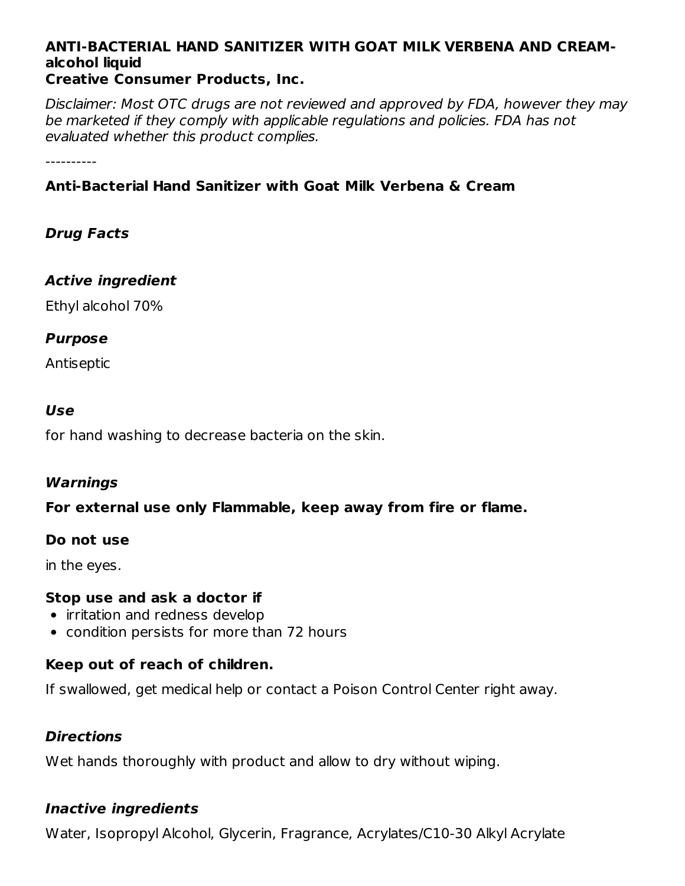**ANTI-BACTERIAL HAND SANITIZER WITH GOAT MILK VERBENA AND CREAM- alcohol liquid**
**Creative Consumer Products, Inc.**

*Disclaimer: Most OTC drugs are not reviewed and approved by FDA, however they may be marketed if they comply with applicable regulations and policies. FDA has not evaluated whether this product complies.*

----------

**Anti-Bacterial Hand Sanitizer with Goat Milk Verbena & Cream**

### *Drug Facts*

### *Active ingredient*

Ethyl alcohol 70%

### *Purpose*

Antiseptic

### *Use*

for hand washing to decrease bacteria on the skin.

### *Warnings*

**For external use only Flammable, keep away from fire or flame.**

**Do not use**

in the eyes.

**Stop use and ask a doctor if**

- irritation and redness develop
- condition persists for more than 72 hours

**Keep out of reach of children.**

If swallowed, get medical help or contact a Poison Control Center right away.

### *Directions*

Wet hands thoroughly with product and allow to dry without wiping.

### *Inactive ingredients*

Water, Isopropyl Alcohol, Glycerin, Fragrance, Acrylates/C10-30 Alkyl Acrylate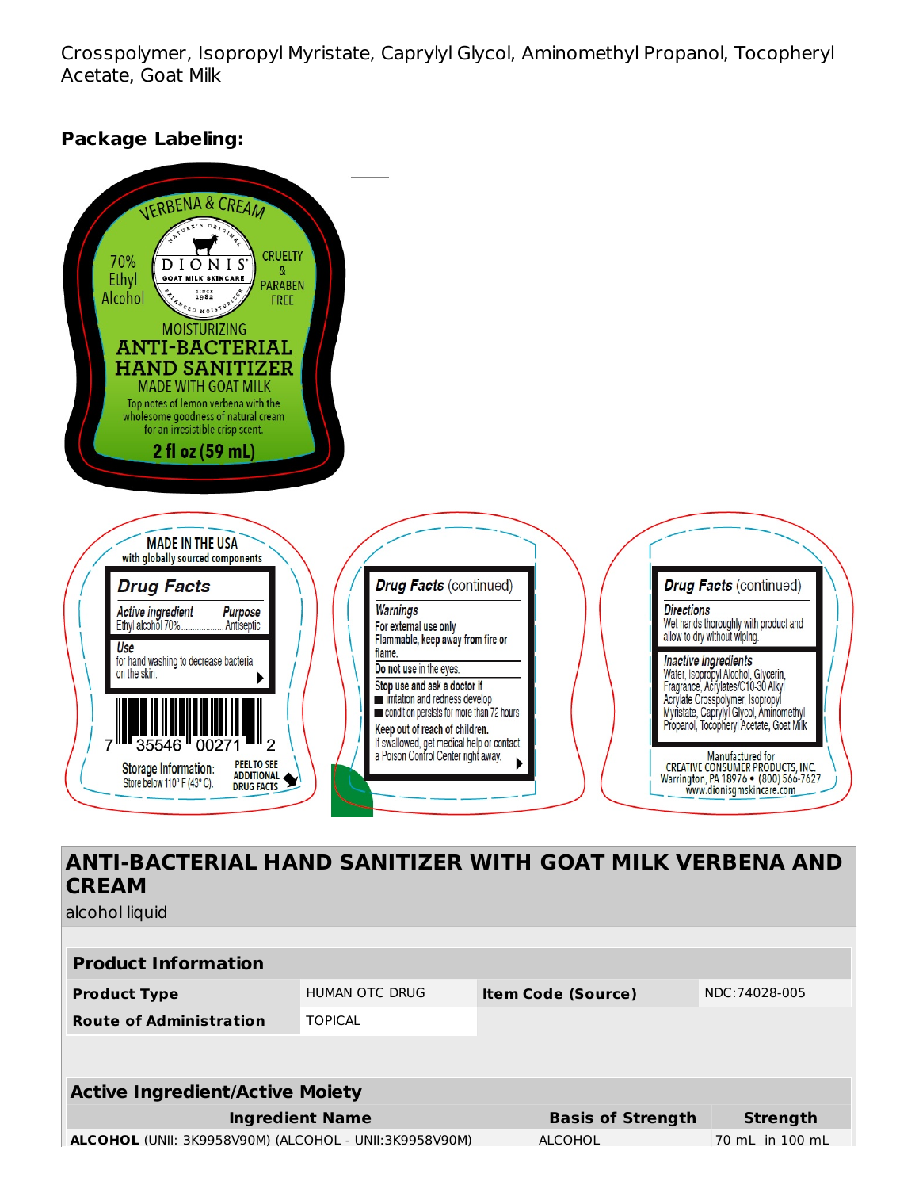Crosspolymer, Isopropyl Myristate, Caprylyl Glycol, Aminomethyl Propanol, Tocopheryl Acetate, Goat Milk

**Package Labeling:**

VERBENA & CREAM

70% Ethyl Alcohol

NATURE'S ORIGINAL DIONIS GOAT MILK SKINCARE SINCE 1982 BALANCED MOISTURIZER

CRUELTY & PARABEN FREE

MOISTURIZING
ANTI-BACTERIAL HAND SANITIZER
MADE WITH GOAT MILK

Top notes of lemon verbena with the wholesome goodness of natural cream for an irresistible crisp scent.

2 fl oz (59 mL)

MADE IN THE USA
with globally sourced components

**Drug Facts**

| *Active ingredient* | *Purpose* |
|---|---|
| Ethyl alcohol 70% | Antiseptic |

*Use*
for hand washing to decrease bacteria on the skin.

7 35546 00271 2

Storage Information:
Store below 110° F (43° C).

PEEL TO SEE ADDITIONAL DRUG FACTS

**Drug Facts** (continued)

*Warnings*
**For external use only**
**Flammable, keep away from fire or flame.**

**Do not use** in the eyes.

**Stop use and ask a doctor if**
- irritation and redness develop
- condition persists for more than 72 hours

**Keep out of reach of children.**
If swallowed, get medical help or contact a Poison Control Center right away.

**Drug Facts** (continued)

*Directions*
Wet hands thoroughly with product and allow to dry without wiping.

*Inactive ingredients*
Water, Isopropyl Alcohol, Glycerin, Fragrance, Acrylates/C10-30 Alkyl Acrylate Crosspolymer, Isopropyl Myristate, Caprylyl Glycol, Aminomethyl Propanol, Tocopheryl Acetate, Goat Milk

Manufactured for
CREATIVE CONSUMER PRODUCTS, INC.
Warrington, PA 18976 • (800) 566-7627
www.dionisgmskincare.com

## ANTI-BACTERIAL HAND SANITIZER WITH GOAT MILK VERBENA AND CREAM

alcohol liquid

| **Product Information** | | | |
|---|---|---|---|
| **Product Type** | HUMAN OTC DRUG | **Item Code (Source)** | NDC:74028-005 |
| **Route of Administration** | TOPICAL | | |

| **Active Ingredient/Active Moiety** | | |
|---|---|---|
| **Ingredient Name** | **Basis of Strength** | **Strength** |
| **ALCOHOL** (UNII: 3K9958V90M) (ALCOHOL - UNII:3K9958V90M) | ALCOHOL | 70 mL in 100 mL |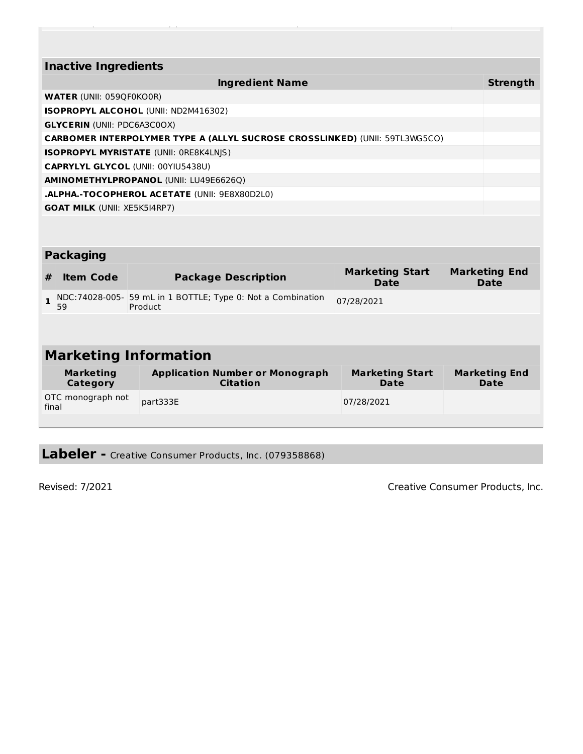## Inactive Ingredients

| Ingredient Name | Strength |
| --- | --- |
| **WATER** (UNII: 059QF0KO0R) | |
| **ISOPROPYL ALCOHOL** (UNII: ND2M416302) | |
| **GLYCERIN** (UNII: PDC6A3C0OX) | |
| **CARBOMER INTERPOLYMER TYPE A (ALLYL SUCROSE CROSSLINKED)** (UNII: 59TL3WG5CO) | |
| **ISOPROPYL MYRISTATE** (UNII: 0RE8K4LNJS) | |
| **CAPRYLYL GLYCOL** (UNII: 00YIU5438U) | |
| **AMINOMETHYLPROPANOL** (UNII: LU49E6626Q) | |
| **.ALPHA.-TOCOPHEROL ACETATE** (UNII: 9E8X80D2L0) | |
| **GOAT MILK** (UNII: XE5K5I4RP7) | |

## Packaging

| # | Item Code | Package Description | Marketing Start Date | Marketing End Date |
| --- | --- | --- | --- | --- |
| 1 | NDC:74028-005-59 | 59 mL in 1 BOTTLE; Type 0: Not a Combination Product | 07/28/2021 | |

## Marketing Information

| Marketing Category | Application Number or Monograph Citation | Marketing Start Date | Marketing End Date |
| --- | --- | --- | --- |
| OTC monograph not final | part333E | 07/28/2021 | |

## Labeler - Creative Consumer Products, Inc. (079358868)

Revised: 7/2021

Creative Consumer Products, Inc.